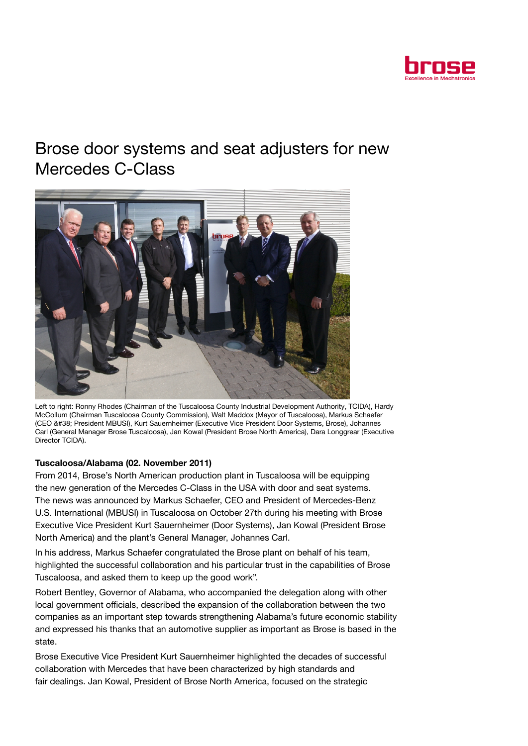# Brose door systems and seat adjusters for new Mercedes C-Class

Left to right: Ronny Rhodes (Chairman of the Tuscaloosa County Industrial Development Authority, TCIDA), Hardy McCollum (Chairman Tuscaloosa County Commission), Walt Maddox (Mayor of Tuscaloosa), Markus Schaefer (CEO &#38; President MBUSI), Kurt Sauernheimer (Executive Vice President Door Systems, Brose), Johannes Carl (General Manager Brose Tuscaloosa), Jan Kowal (President Brose North America), Dara Longgrear (Executive Director TCIDA).

**Tuscaloosa/Alabama (02. November 2011)**

From 2014, Brose's North American production plant in Tuscaloosa will be equipping the new generation of the Mercedes C-Class in the USA with door and seat systems. The news was announced by Markus Schaefer, CEO and President of Mercedes-Benz U.S. International (MBUSI) in Tuscaloosa on October 27th during his meeting with Brose Executive Vice President Kurt Sauernheimer (Door Systems), Jan Kowal (President Brose North America) and the plant's General Manager, Johannes Carl.

In his address, Markus Schaefer congratulated the Brose plant on behalf of his team, highlighted the successful collaboration and his particular trust in the capabilities of Brose Tuscaloosa, and asked them to keep up the good work".

Robert Bentley, Governor of Alabama, who accompanied the delegation along with other local government officials, described the expansion of the collaboration between the two companies as an important step towards strengthening Alabama's future economic stability and expressed his thanks that an automotive supplier as important as Brose is based in the state.

Brose Executive Vice President Kurt Sauernheimer highlighted the decades of successful collaboration with Mercedes that have been characterized by high standards and fair dealings. Jan Kowal, President of Brose North America, focused on the strategic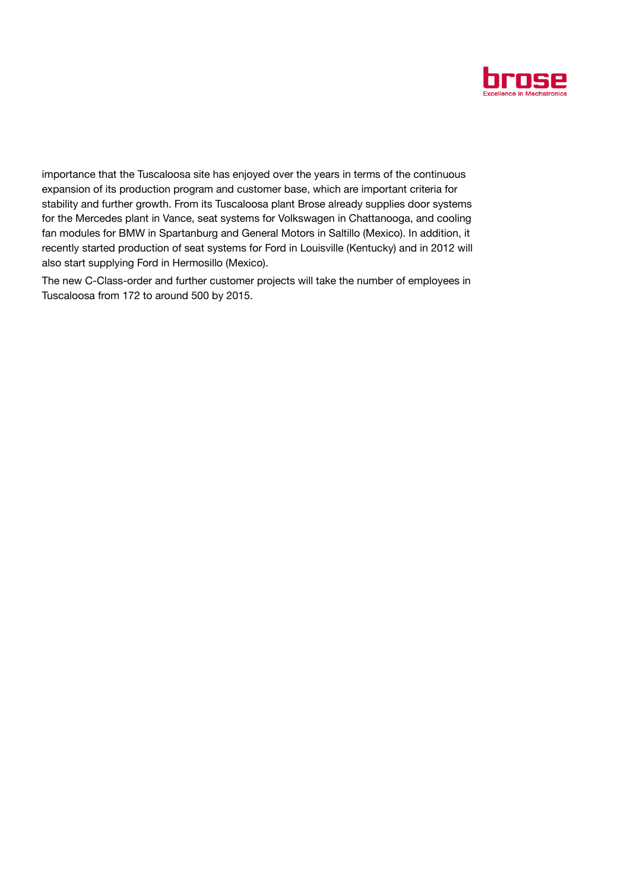importance that the Tuscaloosa site has enjoyed over the years in terms of the continuous expansion of its production program and customer base, which are important criteria for stability and further growth. From its Tuscaloosa plant Brose already supplies door systems for the Mercedes plant in Vance, seat systems for Volkswagen in Chattanooga, and cooling fan modules for BMW in Spartanburg and General Motors in Saltillo (Mexico). In addition, it recently started production of seat systems for Ford in Louisville (Kentucky) and in 2012 will also start supplying Ford in Hermosillo (Mexico).

The new C-Class-order and further customer projects will take the number of employees in Tuscaloosa from 172 to around 500 by 2015.